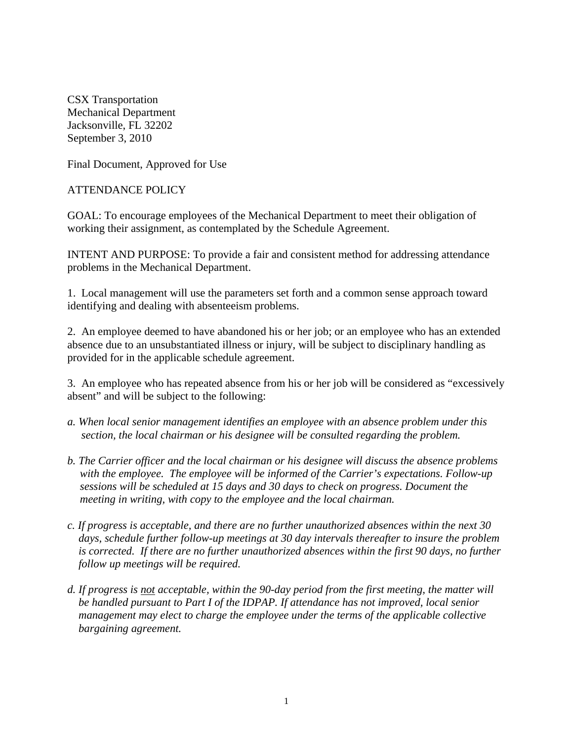CSX Transportation
Mechanical Department
Jacksonville, FL 32202
September 3, 2010

Final Document, Approved for Use

ATTENDANCE POLICY

GOAL: To encourage employees of the Mechanical Department to meet their obligation of working their assignment, as contemplated by the Schedule Agreement.

INTENT AND PURPOSE: To provide a fair and consistent method for addressing attendance problems in the Mechanical Department.

1. Local management will use the parameters set forth and a common sense approach toward identifying and dealing with absenteeism problems.

2. An employee deemed to have abandoned his or her job; or an employee who has an extended absence due to an unsubstantiated illness or injury, will be subject to disciplinary handling as provided for in the applicable schedule agreement.

3. An employee who has repeated absence from his or her job will be considered as "excessively absent" and will be subject to the following:

*a. When local senior management identifies an employee with an absence problem under this section, the local chairman or his designee will be consulted regarding the problem.*

*b. The Carrier officer and the local chairman or his designee will discuss the absence problems with the employee. The employee will be informed of the Carrier's expectations. Follow-up sessions will be scheduled at 15 days and 30 days to check on progress. Document the meeting in writing, with copy to the employee and the local chairman.*

*c. If progress is acceptable, and there are no further unauthorized absences within the next 30 days, schedule further follow-up meetings at 30 day intervals thereafter to insure the problem is corrected. If there are no further unauthorized absences within the first 90 days, no further follow up meetings will be required.*

*d. If progress is <u>not</u> acceptable, within the 90-day period from the first meeting, the matter will be handled pursuant to Part I of the IDPAP. If attendance has not improved, local senior management may elect to charge the employee under the terms of the applicable collective bargaining agreement.*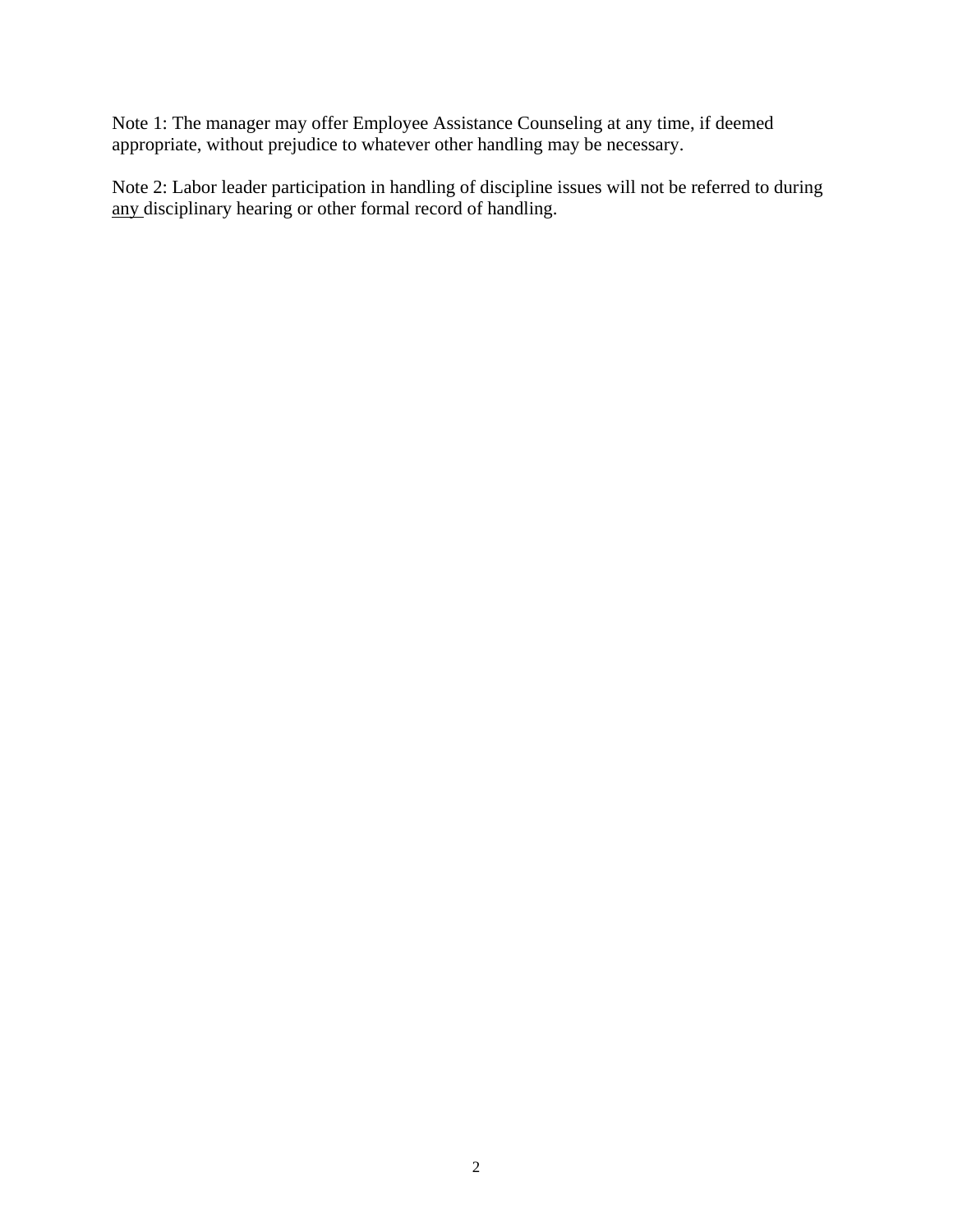Note 1: The manager may offer Employee Assistance Counseling at any time, if deemed appropriate, without prejudice to whatever other handling may be necessary.

Note 2: Labor leader participation in handling of discipline issues will not be referred to during <u>any</u> disciplinary hearing or other formal record of handling.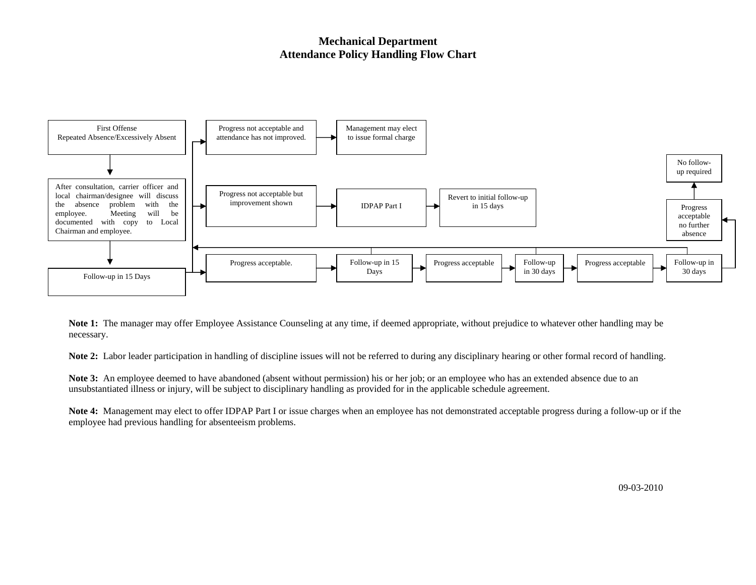# Mechanical Department
# Attendance Policy Handling Flow Chart

First Offense
Repeated Absence/Excessively Absent

After consultation, carrier officer and local chairman/designee will discuss the absence problem with the employee. Meeting will be documented with copy to Local Chairman and employee.

Follow-up in 15 Days

Progress not acceptable and attendance has not improved. → Management may elect to issue formal charge

Progress not acceptable but improvement shown → IDPAP Part I → Revert to initial follow-up in 15 days

Progress acceptable. → Follow-up in 15 Days → Progress acceptable → Follow-up in 30 days → Progress acceptable → Follow-up in 30 days → Progress acceptable no further absence → No follow-up required

**Note 1:** The manager may offer Employee Assistance Counseling at any time, if deemed appropriate, without prejudice to whatever other handling may be necessary.

**Note 2:** Labor leader participation in handling of discipline issues will not be referred to during any disciplinary hearing or other formal record of handling.

**Note 3:** An employee deemed to have abandoned (absent without permission) his or her job; or an employee who has an extended absence due to an unsubstantiated illness or injury, will be subject to disciplinary handling as provided for in the applicable schedule agreement.

**Note 4:** Management may elect to offer IDPAP Part I or issue charges when an employee has not demonstrated acceptable progress during a follow-up or if the employee had previous handling for absenteeism problems.

09-03-2010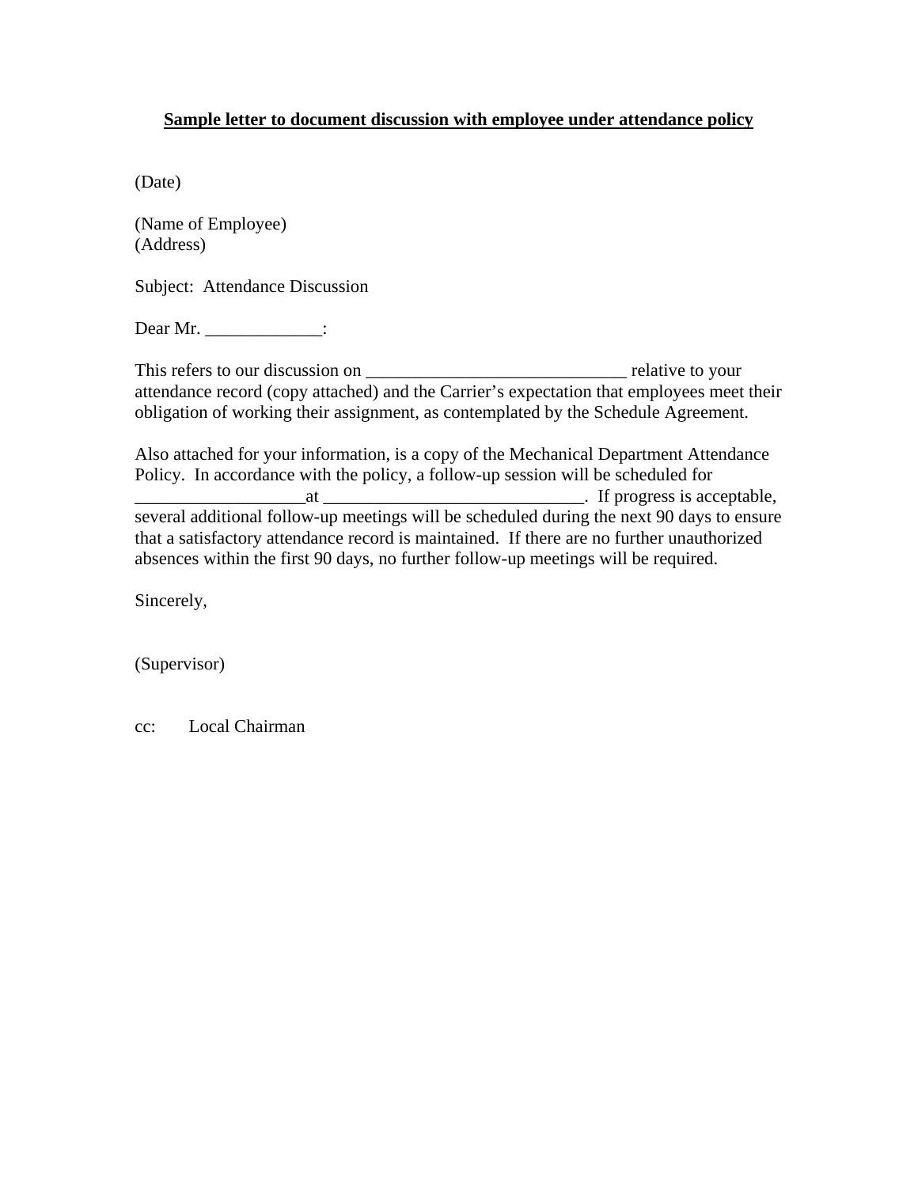**<u>Sample letter to document discussion with employee under attendance policy</u>**

(Date)

(Name of Employee)
(Address)

Subject: Attendance Discussion

Dear Mr. _____________:

This refers to our discussion on _____________________________ relative to your attendance record (copy attached) and the Carrier's expectation that employees meet their obligation of working their assignment, as contemplated by the Schedule Agreement.

Also attached for your information, is a copy of the Mechanical Department Attendance Policy. In accordance with the policy, a follow-up session will be scheduled for __________________at _____________________________. If progress is acceptable, several additional follow-up meetings will be scheduled during the next 90 days to ensure that a satisfactory attendance record is maintained. If there are no further unauthorized absences within the first 90 days, no further follow-up meetings will be required.

Sincerely,

(Supervisor)

cc: Local Chairman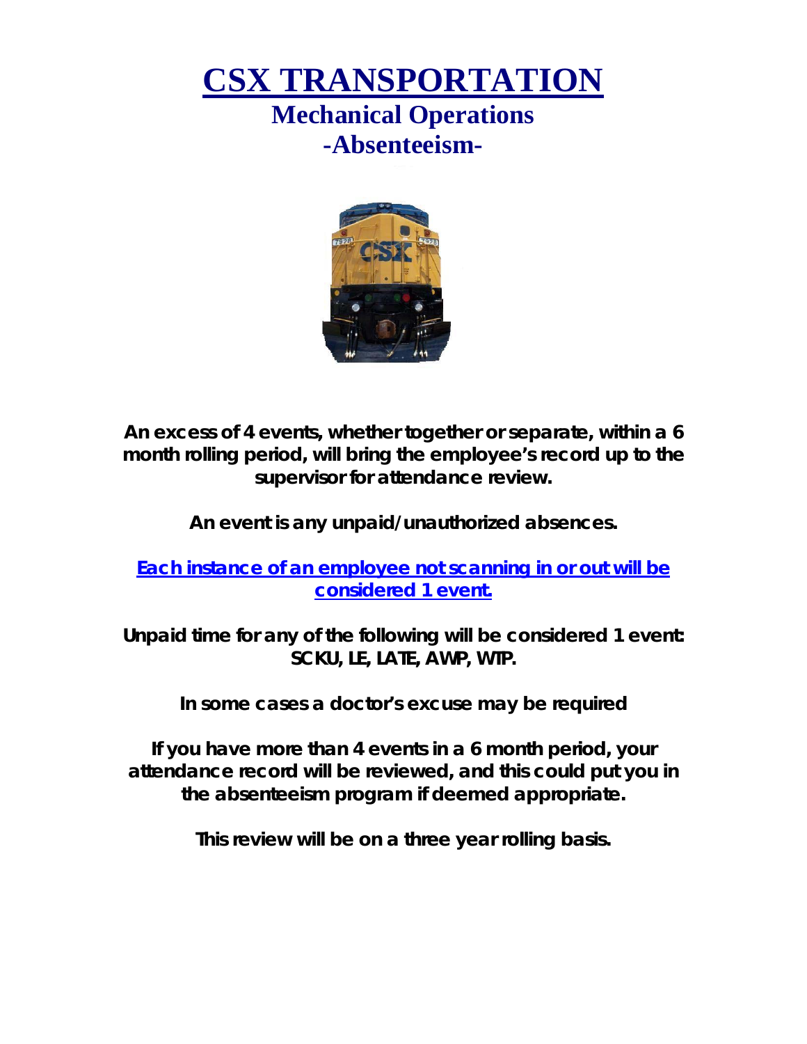# CSX TRANSPORTATION

## Mechanical Operations

## -Absenteeism-

**An excess of 4 events, whether together or separate, within a 6 month rolling period, will bring the employee's record up to the supervisor for attendance review.**

**An event is any unpaid/unauthorized absences.**

**Each instance of an employee not scanning in or out will be considered 1 event.**

**Unpaid time for any of the following will be considered 1 event: SCKU, LE, LATE, AWP, WTP.**

**In some cases a doctor's excuse may be required**

**If you have more than 4 events in a 6 month period, your attendance record will be reviewed, and this could put you in the absenteeism program if deemed appropriate.**

**This review will be on a three year rolling basis.**